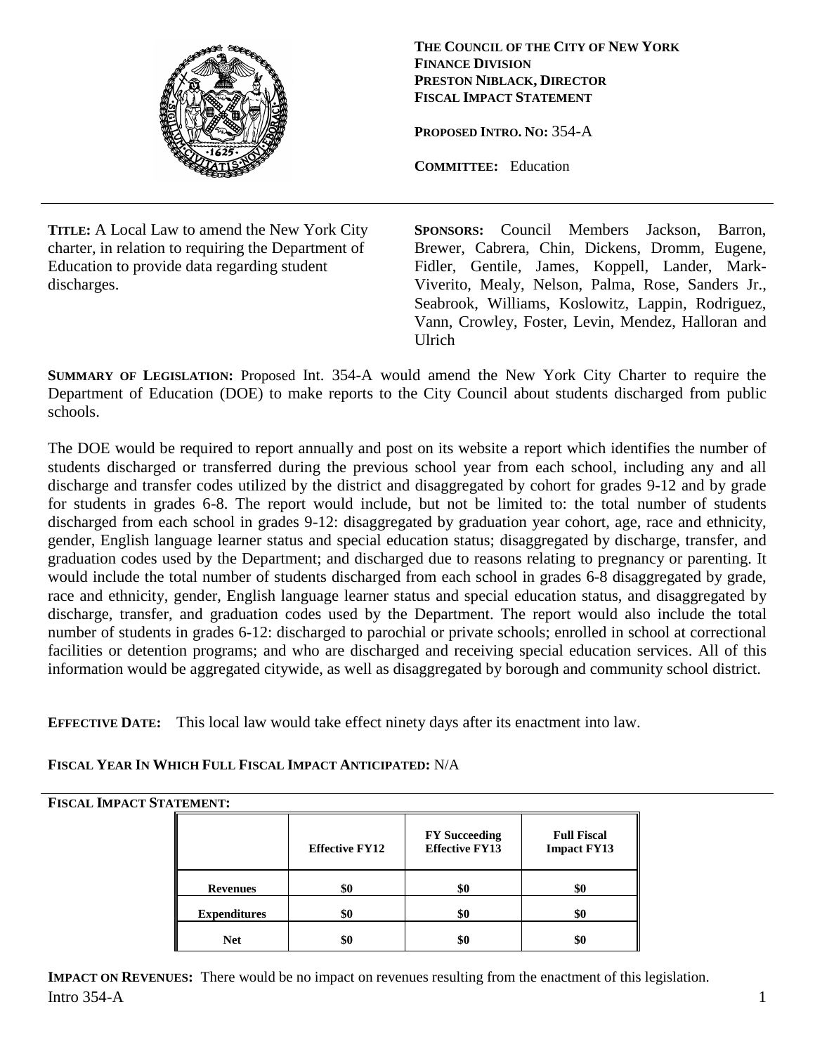**THE COUNCIL OF THE CITY OF NEW YORK**
**FINANCE DIVISION**
**PRESTON NIBLACK, DIRECTOR**
**FISCAL IMPACT STATEMENT**

**PROPOSED INTRO. NO:** 354-A

**COMMITTEE:** Education

---

**TITLE:** A Local Law to amend the New York City charter, in relation to requiring the Department of Education to provide data regarding student discharges.

**SPONSORS:** Council Members Jackson, Barron, Brewer, Cabrera, Chin, Dickens, Dromm, Eugene, Fidler, Gentile, James, Koppell, Lander, Mark-Viverito, Mealy, Nelson, Palma, Rose, Sanders Jr., Seabrook, Williams, Koslowitz, Lappin, Rodriguez, Vann, Crowley, Foster, Levin, Mendez, Halloran and Ulrich

**SUMMARY OF LEGISLATION:** Proposed Int. 354-A would amend the New York City Charter to require the Department of Education (DOE) to make reports to the City Council about students discharged from public schools.

The DOE would be required to report annually and post on its website a report which identifies the number of students discharged or transferred during the previous school year from each school, including any and all discharge and transfer codes utilized by the district and disaggregated by cohort for grades 9-12 and by grade for students in grades 6-8. The report would include, but not be limited to: the total number of students discharged from each school in grades 9-12: disaggregated by graduation year cohort, age, race and ethnicity, gender, English language learner status and special education status; disaggregated by discharge, transfer, and graduation codes used by the Department; and discharged due to reasons relating to pregnancy or parenting. It would include the total number of students discharged from each school in grades 6-8 disaggregated by grade, race and ethnicity, gender, English language learner status and special education status, and disaggregated by discharge, transfer, and graduation codes used by the Department. The report would also include the total number of students in grades 6-12: discharged to parochial or private schools; enrolled in school at correctional facilities or detention programs; and who are discharged and receiving special education services. All of this information would be aggregated citywide, as well as disaggregated by borough and community school district.

**EFFECTIVE DATE:** This local law would take effect ninety days after its enactment into law.

**FISCAL YEAR IN WHICH FULL FISCAL IMPACT ANTICIPATED:** N/A

**FISCAL IMPACT STATEMENT:**

| | Effective FY12 | FY Succeeding Effective FY13 | Full Fiscal Impact FY13 |
|---|---|---|---|
| **Revenues** | $0 | $0 | $0 |
| **Expenditures** | $0 | $0 | $0 |
| **Net** | $0 | $0 | $0 |

**IMPACT ON REVENUES:** There would be no impact on revenues resulting from the enactment of this legislation.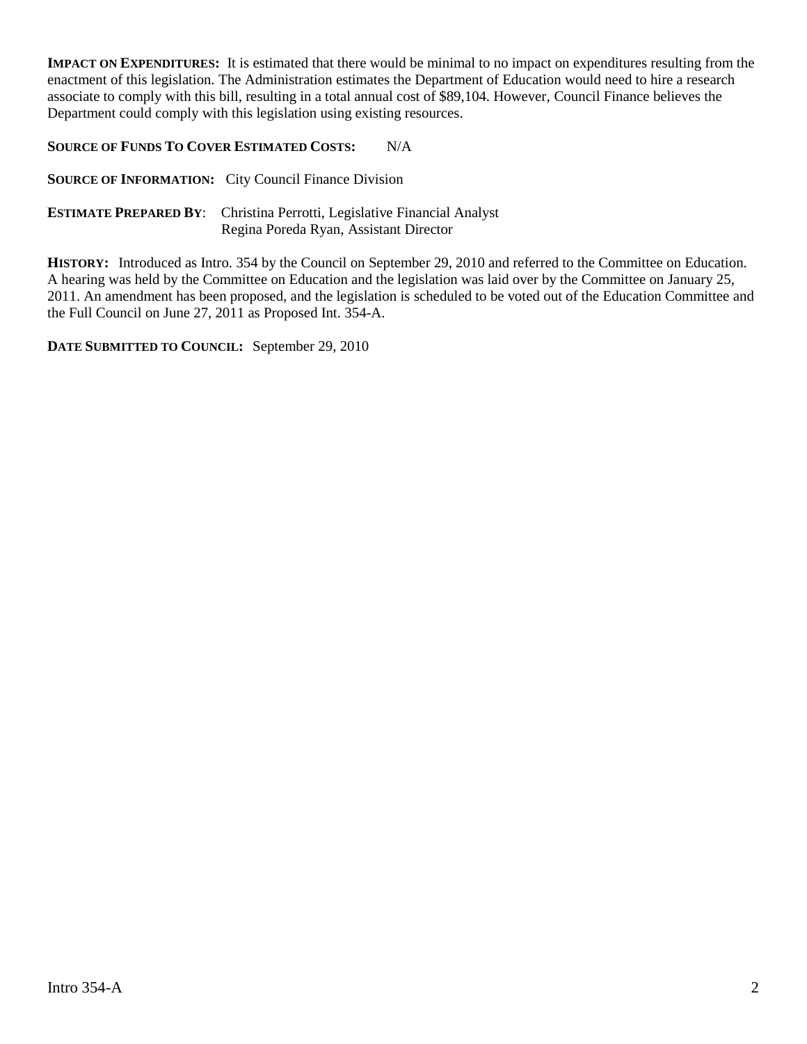**IMPACT ON EXPENDITURES:** It is estimated that there would be minimal to no impact on expenditures resulting from the enactment of this legislation. The Administration estimates the Department of Education would need to hire a research associate to comply with this bill, resulting in a total annual cost of $89,104. However, Council Finance believes the Department could comply with this legislation using existing resources.

**SOURCE OF FUNDS TO COVER ESTIMATED COSTS:** N/A

**SOURCE OF INFORMATION:** City Council Finance Division

**ESTIMATE PREPARED BY**: Christina Perrotti, Legislative Financial Analyst
Regina Poreda Ryan, Assistant Director

**HISTORY:** Introduced as Intro. 354 by the Council on September 29, 2010 and referred to the Committee on Education. A hearing was held by the Committee on Education and the legislation was laid over by the Committee on January 25, 2011. An amendment has been proposed, and the legislation is scheduled to be voted out of the Education Committee and the Full Council on June 27, 2011 as Proposed Int. 354-A.

**DATE SUBMITTED TO COUNCIL:** September 29, 2010